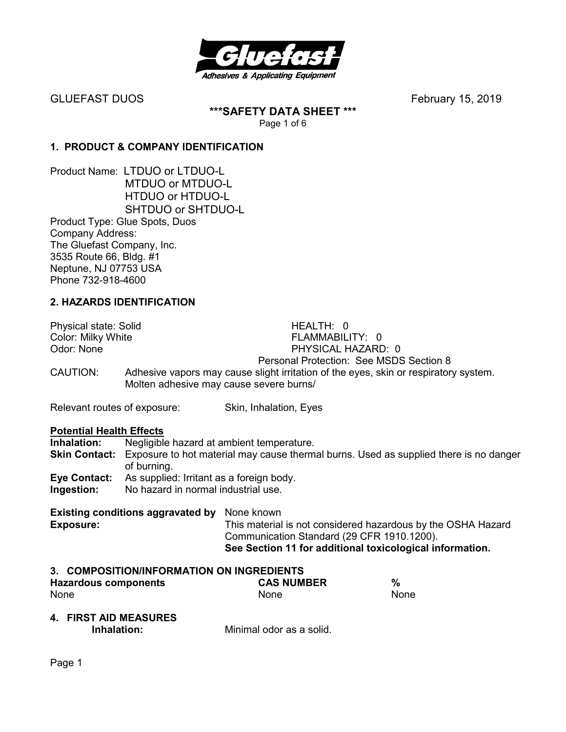GLUEFAST DUOS February 15, 2019

**\*\*\*SAFETY DATA SHEET \*\*\***

## 1. PRODUCT & COMPANY IDENTIFICATION

Product Name: LTDUO or LTDUO-L
MTDUO or MTDUO-L
HTDUO or HTDUO-L
SHTDUO or SHTDUO-L

Product Type: Glue Spots, Duos

Company Address:
The Gluefast Company, Inc.
3535 Route 66, Bldg. #1
Neptune, NJ 07753 USA
Phone 732-918-4600

## 2. HAZARDS IDENTIFICATION

Physical state: Solid
Color: Milky White
Odor: None

HEALTH: 0
FLAMMABILITY: 0
PHYSICAL HAZARD: 0
Personal Protection: See MSDS Section 8

CAUTION: Adhesive vapors may cause slight irritation of the eyes, skin or respiratory system. Molten adhesive may cause severe burns/

Relevant routes of exposure: Skin, Inhalation, Eyes

**Potential Health Effects**

**Inhalation:** Negligible hazard at ambient temperature.
**Skin Contact:** Exposure to hot material may cause thermal burns. Used as supplied there is no danger of burning.
**Eye Contact:** As supplied: Irritant as a foreign body.
**Ingestion:** No hazard in normal industrial use.

**Existing conditions aggravated by Exposure:** None known
This material is not considered hazardous by the OSHA Hazard Communication Standard (29 CFR 1910.1200).
**See Section 11 for additional toxicological information.**

## 3. COMPOSITION/INFORMATION ON INGREDIENTS

| Hazardous components | CAS NUMBER | % |
| --- | --- | --- |
| None | None | None |

## 4. FIRST AID MEASURES

**Inhalation:** Minimal odor as a solid.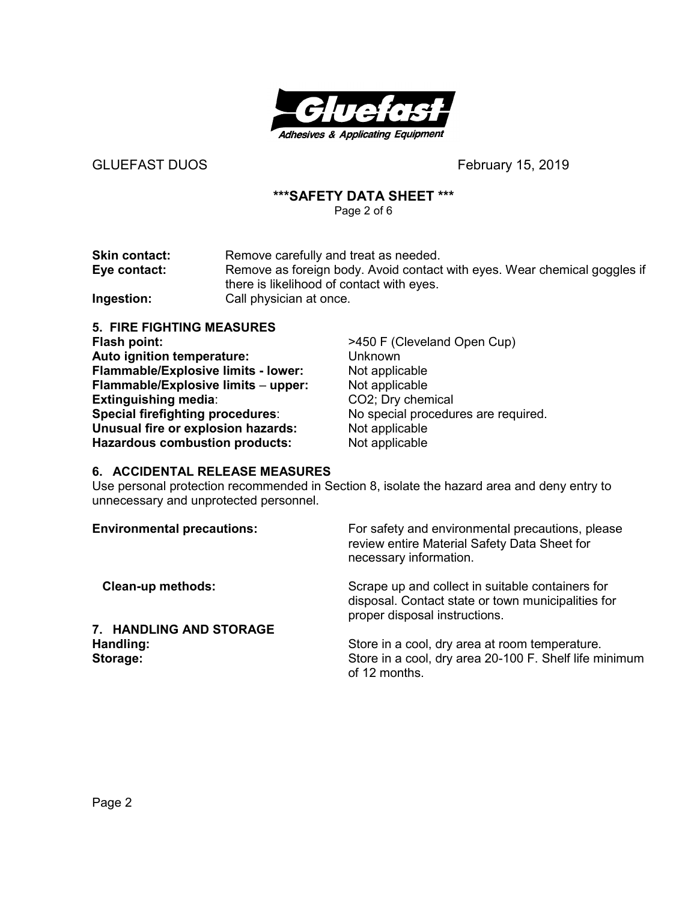**Skin contact:** Remove carefully and treat as needed.

**Eye contact:** Remove as foreign body. Avoid contact with eyes. Wear chemical goggles if there is likelihood of contact with eyes.

**Ingestion:** Call physician at once.

## 5. FIRE FIGHTING MEASURES

| | |
|---|---|
| **Flash point:** | >450 F (Cleveland Open Cup) |
| **Auto ignition temperature:** | Unknown |
| **Flammable/Explosive limits - lower:** | Not applicable |
| **Flammable/Explosive limits – upper:** | Not applicable |
| **Extinguishing media**: | $CO_2$; Dry chemical |
| **Special firefighting procedures**: | No special procedures are required. |
| **Unusual fire or explosion hazards:** | Not applicable |
| **Hazardous combustion products:** | Not applicable |

## 6. ACCIDENTAL RELEASE MEASURES

Use personal protection recommended in Section 8, isolate the hazard area and deny entry to unnecessary and unprotected personnel.

**Environmental precautions:** For safety and environmental precautions, please review entire Material Safety Data Sheet for necessary information.

**Clean-up methods:** Scrape up and collect in suitable containers for disposal. Contact state or town municipalities for proper disposal instructions.

## 7. HANDLING AND STORAGE

**Handling:** Store in a cool, dry area at room temperature.

**Storage:** Store in a cool, dry area 20-100 F. Shelf life minimum of 12 months.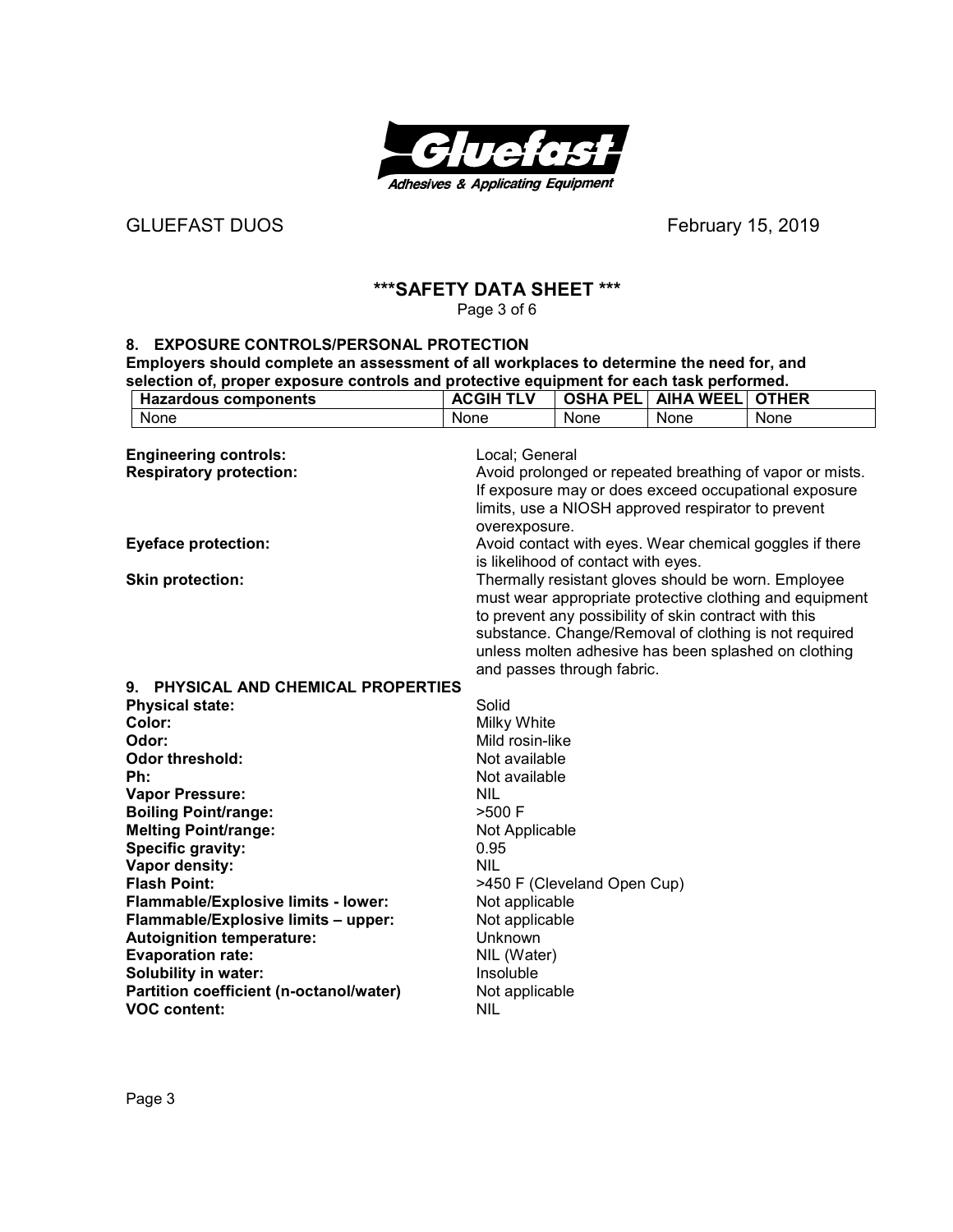GLUEFAST DUOS February 15, 2019

## \*\*\*SAFETY DATA SHEET \*\*\*

### 8. EXPOSURE CONTROLS/PERSONAL PROTECTION

**Employers should complete an assessment of all workplaces to determine the need for, and selection of, proper exposure controls and protective equipment for each task performed.**

| Hazardous components | ACGIH TLV | OSHA PEL | AIHA WEEL | OTHER |
|---|---|---|---|---|
| None | None | None | None | None |

**Engineering controls:** Local; General

**Respiratory protection:** Avoid prolonged or repeated breathing of vapor or mists. If exposure may or does exceed occupational exposure limits, use a NIOSH approved respirator to prevent overexposure.

**Eyeface protection:** Avoid contact with eyes. Wear chemical goggles if there is likelihood of contact with eyes.

**Skin protection:** Thermally resistant gloves should be worn. Employee must wear appropriate protective clothing and equipment to prevent any possibility of skin contract with this substance. Change/Removal of clothing is not required unless molten adhesive has been splashed on clothing and passes through fabric.

### 9. PHYSICAL AND CHEMICAL PROPERTIES

**Physical state:** Solid
**Color:** Milky White
**Odor:** Mild rosin-like
**Odor threshold:** Not available
**Ph:** Not available
**Vapor Pressure:** NIL
**Boiling Point/range:** >500 F
**Melting Point/range:** Not Applicable
**Specific gravity:** 0.95
**Vapor density:** NIL
**Flash Point:** >450 F (Cleveland Open Cup)
**Flammable/Explosive limits - lower:** Not applicable
**Flammable/Explosive limits – upper:** Not applicable
**Autoignition temperature:** Unknown
**Evaporation rate:** NIL (Water)
**Solubility in water:** Insoluble
**Partition coefficient (n-octanol/water)** Not applicable
**VOC content:** NIL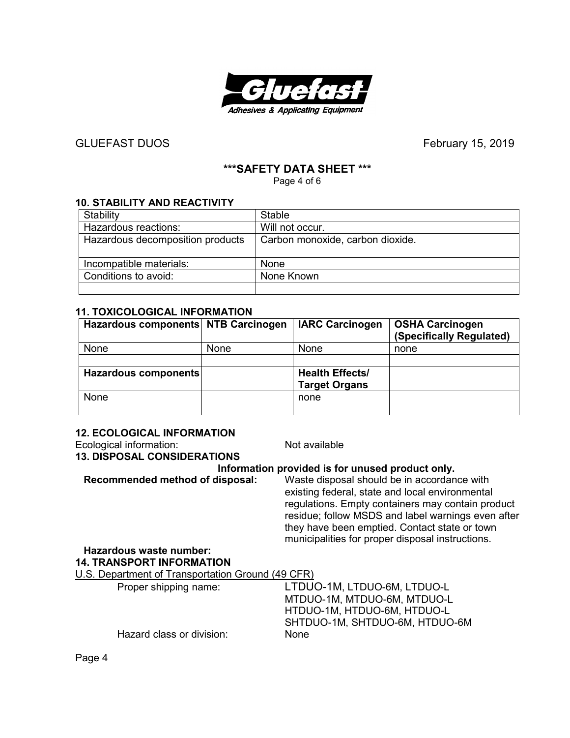GLUEFAST DUOS February 15, 2019

# ***SAFETY DATA SHEET ***

## 10. STABILITY AND REACTIVITY

| Stability | Stable |
|---|---|
| Hazardous reactions: | Will not occur. |
| Hazardous decomposition products | Carbon monoxide, carbon dioxide. |
| Incompatible materials: | None |
| Conditions to avoid: | None Known |
| | |

## 11. TOXICOLOGICAL INFORMATION

| Hazardous components | NTB Carcinogen | IARC Carcinogen | OSHA Carcinogen (Specifically Regulated) |
|---|---|---|---|
| None | None | None | none |
| | | | |
| **Hazardous components** | | **Health Effects/ Target Organs** | |
| None | | none | |

## 12. ECOLOGICAL INFORMATION

Ecological information: Not available

## 13. DISPOSAL CONSIDERATIONS

**Information provided is for unused product only.**

**Recommended method of disposal:** Waste disposal should be in accordance with existing federal, state and local environmental regulations. Empty containers may contain product residue; follow MSDS and label warnings even after they have been emptied. Contact state or town municipalities for proper disposal instructions.

**Hazardous waste number:**

## 14. TRANSPORT INFORMATION

U.S. Department of Transportation Ground (49 CFR)

Proper shipping name: LTDUO-1M, LTDUO-6M, LTDUO-L
MTDUO-1M, MTDUO-6M, MTDUO-L
HTDUO-1M, HTDUO-6M, HTDUO-L
SHTDUO-1M, SHTDUO-6M, HTDUO-6M

Hazard class or division: None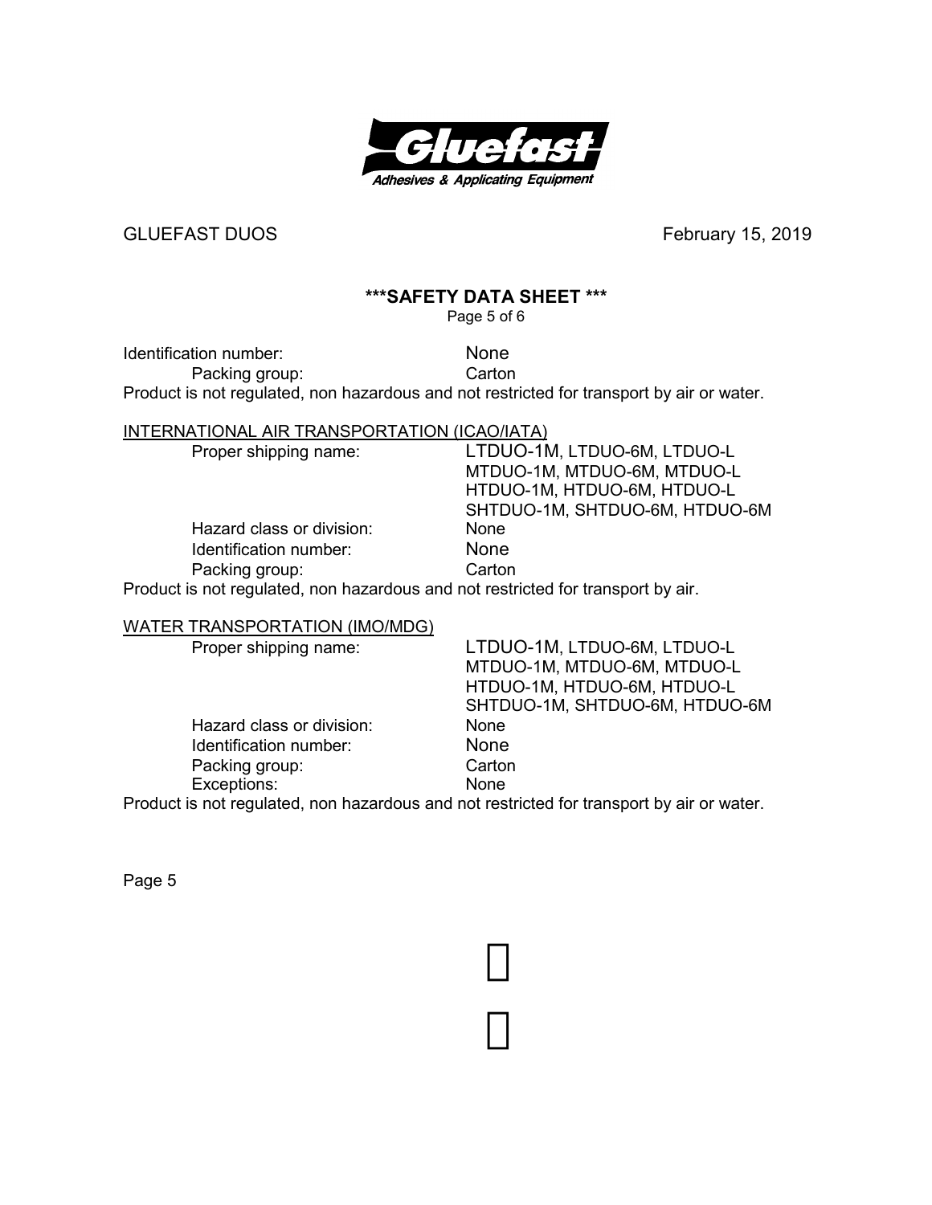Identification number: None

Packing group: Carton

Product is not regulated, non hazardous and not restricted for transport by air or water.

INTERNATIONAL AIR TRANSPORTATION (ICAO/IATA)

Proper shipping name: LTDUO-1M, LTDUO-6M, LTDUO-L
MTDUO-1M, MTDUO-6M, MTDUO-L
HTDUO-1M, HTDUO-6M, HTDUO-L
SHTDUO-1M, SHTDUO-6M, HTDUO-6M

Hazard class or division: None

Identification number: None

Packing group: Carton

Product is not regulated, non hazardous and not restricted for transport by air.

WATER TRANSPORTATION (IMO/MDG)

Proper shipping name: LTDUO-1M, LTDUO-6M, LTDUO-L
MTDUO-1M, MTDUO-6M, MTDUO-L
HTDUO-1M, HTDUO-6M, HTDUO-L
SHTDUO-1M, SHTDUO-6M, HTDUO-6M

Hazard class or division: None

Identification number: None

Packing group: Carton

Exceptions: None

Product is not regulated, non hazardous and not restricted for transport by air or water.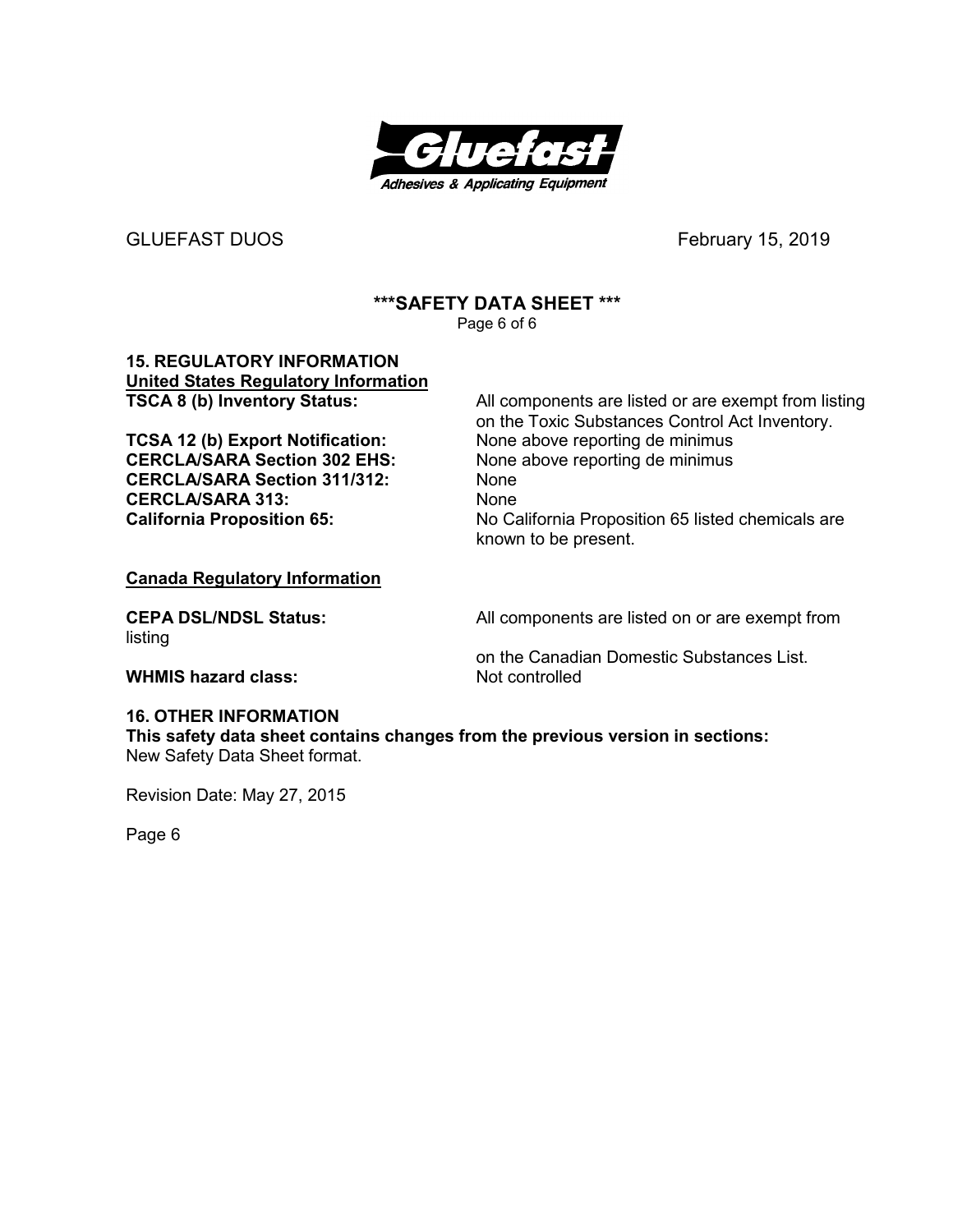## 15. REGULATORY INFORMATION

### United States Regulatory Information

**TSCA 8 (b) Inventory Status:** All components are listed or are exempt from listing on the Toxic Substances Control Act Inventory.

**TCSA 12 (b) Export Notification:** None above reporting de minimus

**CERCLA/SARA Section 302 EHS:** None above reporting de minimus

**CERCLA/SARA Section 311/312:** None

**CERCLA/SARA 313:** None

**California Proposition 65:** No California Proposition 65 listed chemicals are known to be present.

### Canada Regulatory Information

**CEPA DSL/NDSL Status:** All components are listed on or are exempt from listing on the Canadian Domestic Substances List.

**WHMIS hazard class:** Not controlled

## 16. OTHER INFORMATION

**This safety data sheet contains changes from the previous version in sections:**
New Safety Data Sheet format.

Revision Date: May 27, 2015